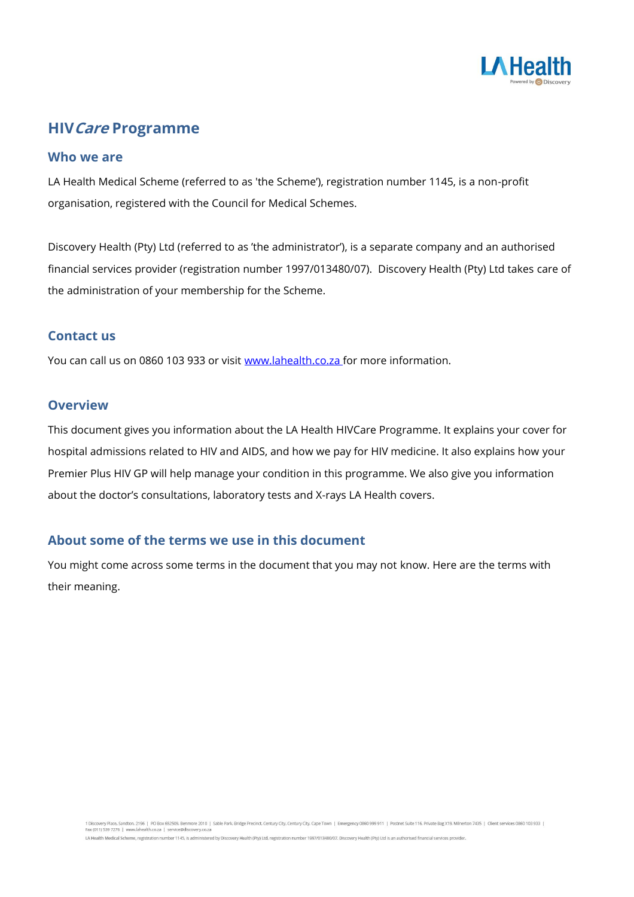# HIV*Care* Programme

## Who we are

LA Health Medical Scheme (referred to as 'the Scheme'), registration number 1145, is a non-profit organisation, registered with the Council for Medical Schemes.

Discovery Health (Pty) Ltd (referred to as 'the administrator'), is a separate company and an authorised financial services provider (registration number 1997/013480/07). Discovery Health (Pty) Ltd takes care of the administration of your membership for the Scheme.

## Contact us

You can call us on 0860 103 933 or visit [www.lahealth.co.za](http://www.lahealth.co.za) for more information.

## Overview

This document gives you information about the LA Health HIVCare Programme. It explains your cover for hospital admissions related to HIV and AIDS, and how we pay for HIV medicine. It also explains how your Premier Plus HIV GP will help manage your condition in this programme. We also give you information about the doctor's consultations, laboratory tests and X-rays LA Health covers.

## About some of the terms we use in this document

You might come across some terms in the document that you may not know. Here are the terms with their meaning.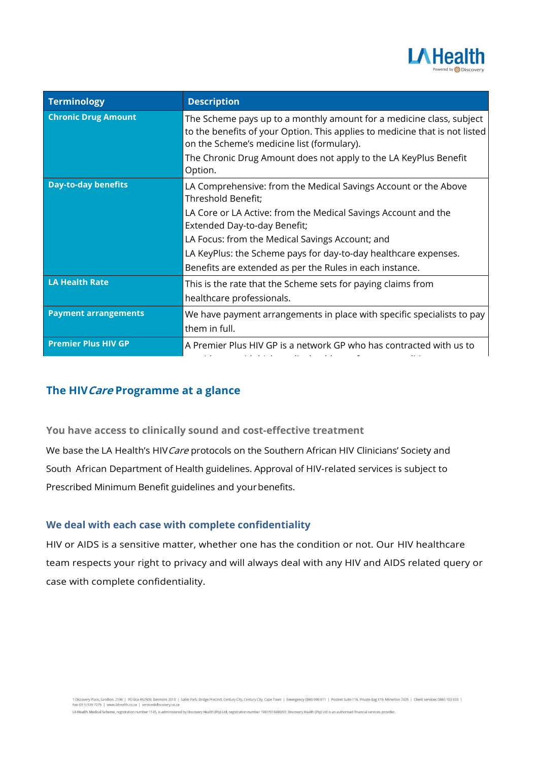| Terminology | Description |
| --- | --- |
| **Chronic Drug Amount** | The Scheme pays up to a monthly amount for a medicine class, subject to the benefits of your Option. This applies to medicine that is not listed on the Scheme's medicine list (formulary).<br>The Chronic Drug Amount does not apply to the LA KeyPlus Benefit Option. |
| **Day-to-day benefits** | LA Comprehensive: from the Medical Savings Account or the Above Threshold Benefit;<br>LA Core or LA Active: from the Medical Savings Account and the Extended Day-to-day Benefit;<br>LA Focus: from the Medical Savings Account; and<br>LA KeyPlus: the Scheme pays for day-to-day healthcare expenses.<br>Benefits are extended as per the Rules in each instance. |
| **LA Health Rate** | This is the rate that the Scheme sets for paying claims from healthcare professionals. |
| **Payment arrangements** | We have payment arrangements in place with specific specialists to pay them in full. |
| **Premier Plus HIV GP** | A Premier Plus HIV GP is a network GP who has contracted with us to |

## The HIV*Care* Programme at a glance

### You have access to clinically sound and cost-effective treatment

We base the LA Health's HIV*Care* protocols on the Southern African HIV Clinicians' Society and South African Department of Health guidelines. Approval of HIV-related services is subject to Prescribed Minimum Benefit guidelines and your benefits.

### We deal with each case with complete confidentiality

HIV or AIDS is a sensitive matter, whether one has the condition or not. Our HIV healthcare team respects your right to privacy and will always deal with any HIV and AIDS related query or case with complete confidentiality.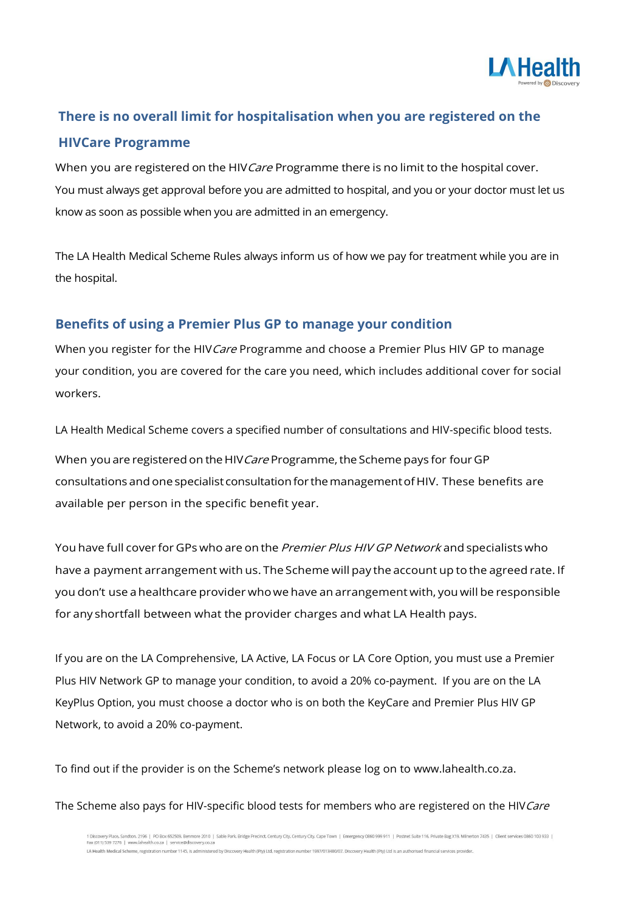## There is no overall limit for hospitalisation when you are registered on the HIVCare Programme

When you are registered on the HIV*Care* Programme there is no limit to the hospital cover. You must always get approval before you are admitted to hospital, and you or your doctor must let us know as soon as possible when you are admitted in an emergency.

The LA Health Medical Scheme Rules always inform us of how we pay for treatment while you are in the hospital.

## Benefits of using a Premier Plus GP to manage your condition

When you register for the HIV*Care* Programme and choose a Premier Plus HIV GP to manage your condition, you are covered for the care you need, which includes additional cover for social workers.

LA Health Medical Scheme covers a specified number of consultations and HIV-specific blood tests.

When you are registered on the HIV*Care* Programme, the Scheme pays for four GP consultations and one specialist consultation for the management of HIV. These benefits are available per person in the specific benefit year.

You have full cover for GPs who are on the *Premier Plus HIV GP Network* and specialists who have a payment arrangement with us. The Scheme will pay the account up to the agreed rate. If you don't use a healthcare provider who we have an arrangement with, you will be responsible for any shortfall between what the provider charges and what LA Health pays.

If you are on the LA Comprehensive, LA Active, LA Focus or LA Core Option, you must use a Premier Plus HIV Network GP to manage your condition, to avoid a 20% co-payment. If you are on the LA KeyPlus Option, you must choose a doctor who is on both the KeyCare and Premier Plus HIV GP Network, to avoid a 20% co-payment.

To find out if the provider is on the Scheme's network please log on to www.lahealth.co.za.

The Scheme also pays for HIV-specific blood tests for members who are registered on the HIV*Care*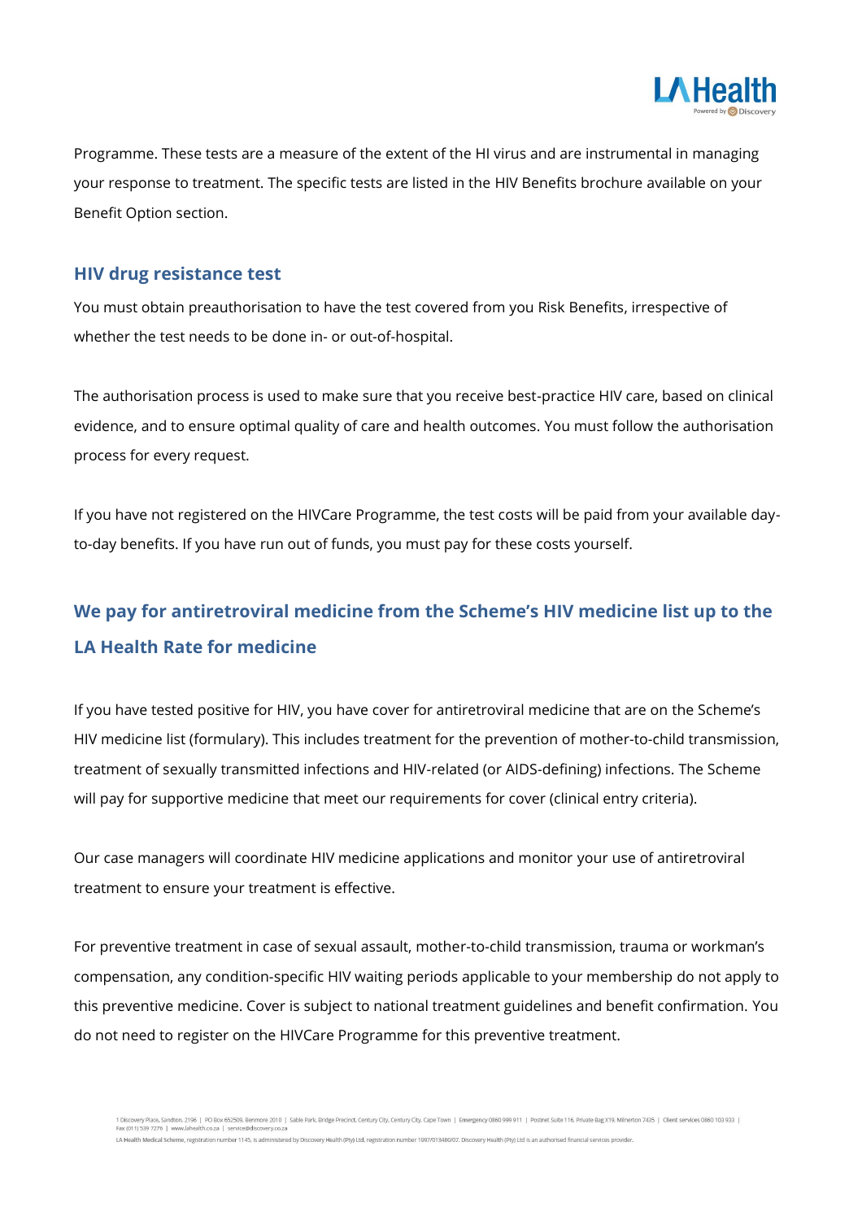Programme. These tests are a measure of the extent of the HI virus and are instrumental in managing your response to treatment. The specific tests are listed in the HIV Benefits brochure available on your Benefit Option section.

### HIV drug resistance test

You must obtain preauthorisation to have the test covered from you Risk Benefits, irrespective of whether the test needs to be done in- or out-of-hospital.

The authorisation process is used to make sure that you receive best-practice HIV care, based on clinical evidence, and to ensure optimal quality of care and health outcomes. You must follow the authorisation process for every request.

If you have not registered on the HIVCare Programme, the test costs will be paid from your available day-to-day benefits. If you have run out of funds, you must pay for these costs yourself.

## We pay for antiretroviral medicine from the Scheme's HIV medicine list up to the LA Health Rate for medicine

If you have tested positive for HIV, you have cover for antiretroviral medicine that are on the Scheme's HIV medicine list (formulary). This includes treatment for the prevention of mother-to-child transmission, treatment of sexually transmitted infections and HIV-related (or AIDS-defining) infections. The Scheme will pay for supportive medicine that meet our requirements for cover (clinical entry criteria).

Our case managers will coordinate HIV medicine applications and monitor your use of antiretroviral treatment to ensure your treatment is effective.

For preventive treatment in case of sexual assault, mother-to-child transmission, trauma or workman's compensation, any condition-specific HIV waiting periods applicable to your membership do not apply to this preventive medicine. Cover is subject to national treatment guidelines and benefit confirmation. You do not need to register on the HIVCare Programme for this preventive treatment.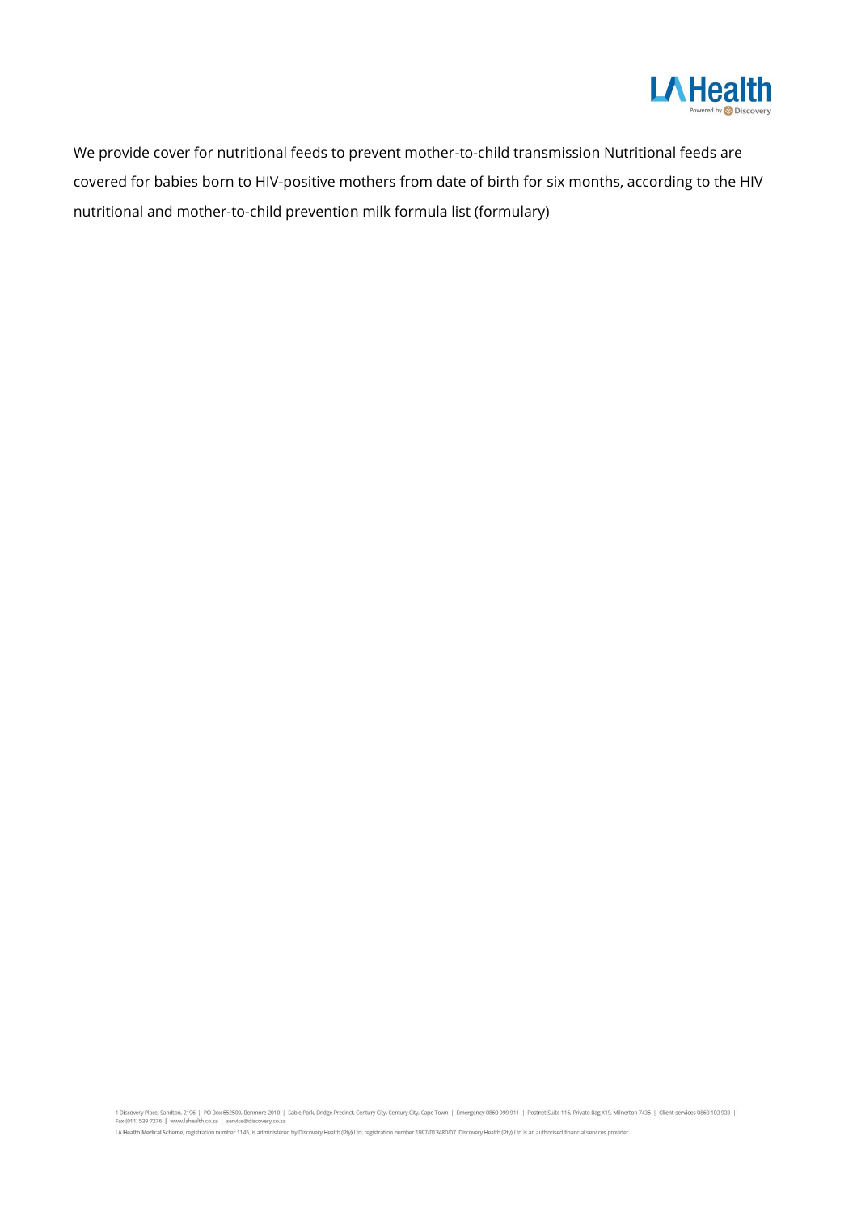We provide cover for nutritional feeds to prevent mother-to-child transmission Nutritional feeds are covered for babies born to HIV-positive mothers from date of birth for six months, according to the HIV nutritional and mother-to-child prevention milk formula list (formulary)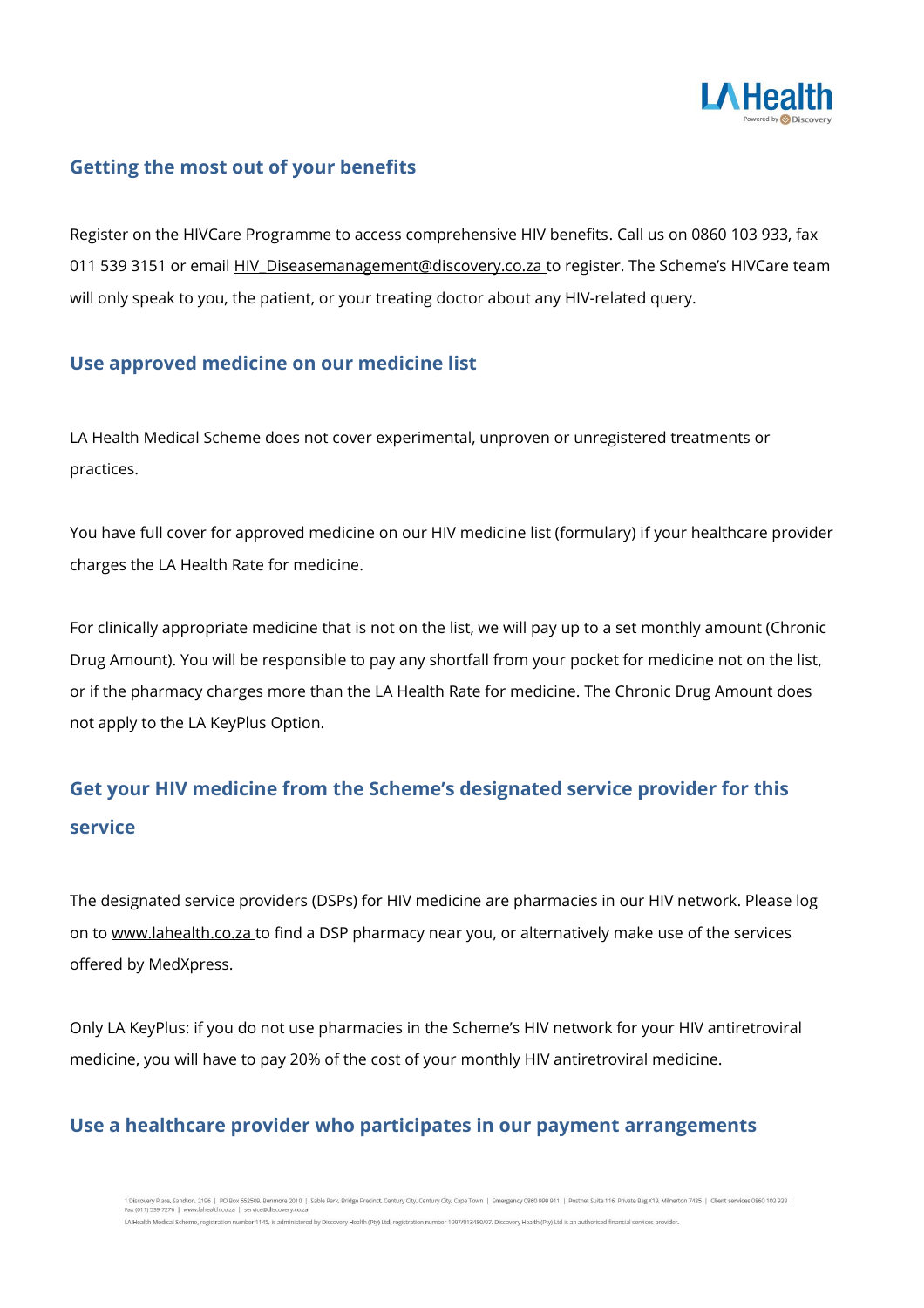## Getting the most out of your benefits

Register on the HIVCare Programme to access comprehensive HIV benefits. Call us on 0860 103 933, fax 011 539 3151 or email HIV_Diseasemanagement@discovery.co.za to register. The Scheme's HIVCare team will only speak to you, the patient, or your treating doctor about any HIV-related query.

## Use approved medicine on our medicine list

LA Health Medical Scheme does not cover experimental, unproven or unregistered treatments or practices.

You have full cover for approved medicine on our HIV medicine list (formulary) if your healthcare provider charges the LA Health Rate for medicine.

For clinically appropriate medicine that is not on the list, we will pay up to a set monthly amount (Chronic Drug Amount). You will be responsible to pay any shortfall from your pocket for medicine not on the list, or if the pharmacy charges more than the LA Health Rate for medicine. The Chronic Drug Amount does not apply to the LA KeyPlus Option.

## Get your HIV medicine from the Scheme's designated service provider for this service

The designated service providers (DSPs) for HIV medicine are pharmacies in our HIV network. Please log on to www.lahealth.co.za to find a DSP pharmacy near you, or alternatively make use of the services offered by MedXpress.

Only LA KeyPlus: if you do not use pharmacies in the Scheme's HIV network for your HIV antiretroviral medicine, you will have to pay 20% of the cost of your monthly HIV antiretroviral medicine.

## Use a healthcare provider who participates in our payment arrangements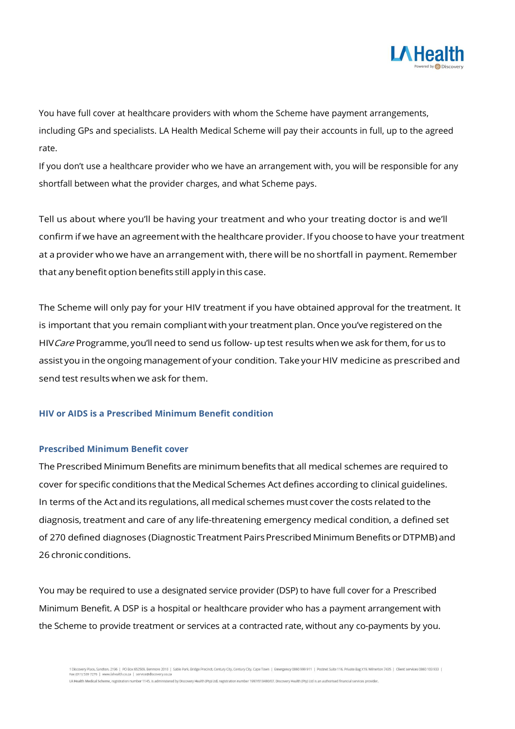You have full cover at healthcare providers with whom the Scheme have payment arrangements, including GPs and specialists. LA Health Medical Scheme will pay their accounts in full, up to the agreed rate.
If you don't use a healthcare provider who we have an arrangement with, you will be responsible for any shortfall between what the provider charges, and what Scheme pays.

Tell us about where you'll be having your treatment and who your treating doctor is and we'll confirm if we have an agreement with the healthcare provider. If you choose to have your treatment at a provider who we have an arrangement with, there will be no shortfall in payment. Remember that any benefit option benefits still apply in this case.

The Scheme will only pay for your HIV treatment if you have obtained approval for the treatment. It is important that you remain compliant with your treatment plan. Once you've registered on the HIV*Care* Programme, you'll need to send us follow- up test results when we ask for them, for us to assist you in the ongoing management of your condition. Take your HIV medicine as prescribed and send test results when we ask for them.

### HIV or AIDS is a Prescribed Minimum Benefit condition

### Prescribed Minimum Benefit cover

The Prescribed Minimum Benefits are minimum benefits that all medical schemes are required to cover for specific conditions that the Medical Schemes Act defines according to clinical guidelines. In terms of the Act and its regulations, all medical schemes must cover the costs related to the diagnosis, treatment and care of any life-threatening emergency medical condition, a defined set of 270 defined diagnoses (Diagnostic Treatment Pairs Prescribed Minimum Benefits or DTPMB) and 26 chronic conditions.

You may be required to use a designated service provider (DSP) to have full cover for a Prescribed Minimum Benefit. A DSP is a hospital or healthcare provider who has a payment arrangement with the Scheme to provide treatment or services at a contracted rate, without any co-payments by you.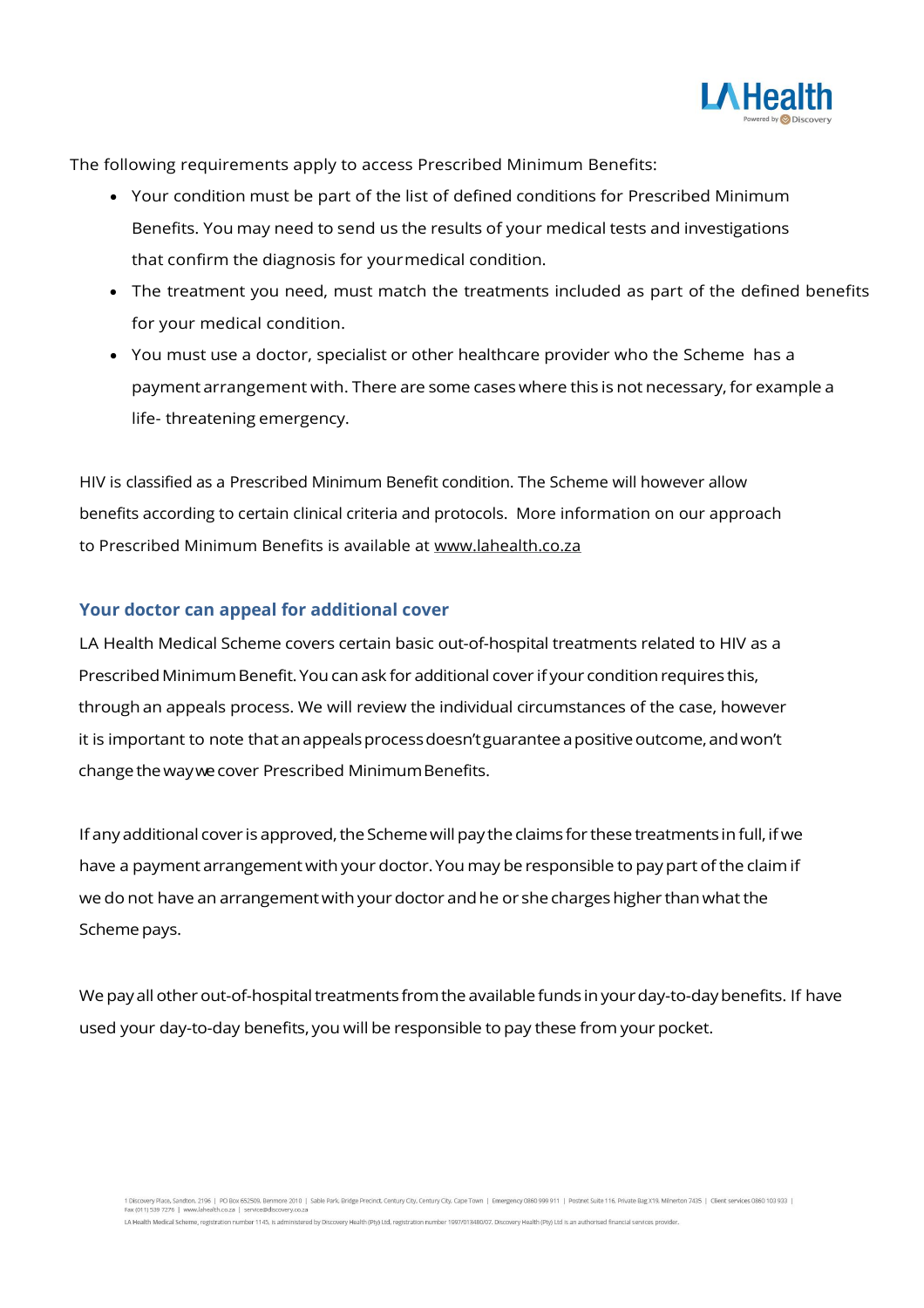The following requirements apply to access Prescribed Minimum Benefits:

- Your condition must be part of the list of defined conditions for Prescribed Minimum Benefits. You may need to send us the results of your medical tests and investigations that confirm the diagnosis for your medical condition.
- The treatment you need, must match the treatments included as part of the defined benefits for your medical condition.
- You must use a doctor, specialist or other healthcare provider who the Scheme has a payment arrangement with. There are some cases where this is not necessary, for example a life- threatening emergency.

HIV is classified as a Prescribed Minimum Benefit condition. The Scheme will however allow benefits according to certain clinical criteria and protocols. More information on our approach to Prescribed Minimum Benefits is available at www.lahealth.co.za

## Your doctor can appeal for additional cover

LA Health Medical Scheme covers certain basic out-of-hospital treatments related to HIV as a Prescribed Minimum Benefit. You can ask for additional cover if your condition requires this, through an appeals process. We will review the individual circumstances of the case, however it is important to note that an appeals process doesn't guarantee a positive outcome, and won't change the way we cover Prescribed Minimum Benefits.

If any additional cover is approved, the Scheme will pay the claims for these treatments in full, if we have a payment arrangement with your doctor. You may be responsible to pay part of the claim if we do not have an arrangement with your doctor and he or she charges higher than what the Scheme pays.

We pay all other out-of-hospital treatments from the available funds in your day-to-day benefits. If have used your day-to-day benefits, you will be responsible to pay these from your pocket.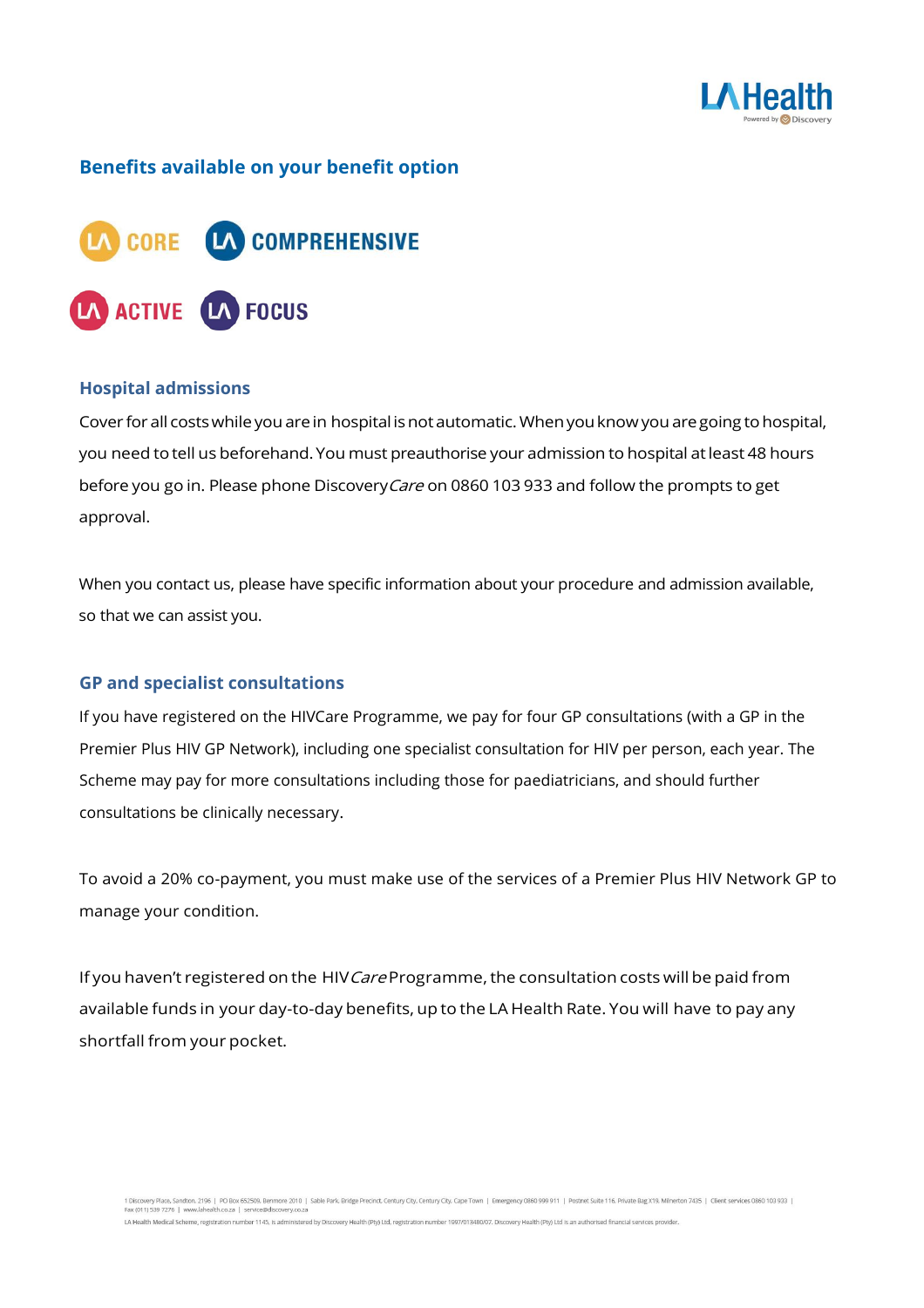## Benefits available on your benefit option

CORE COMPREHENSIVE

ACTIVE FOCUS

### Hospital admissions

Cover for all costs while you are in hospital is not automatic. When you know you are going to hospital, you need to tell us beforehand. You must preauthorise your admission to hospital at least 48 hours before you go in. Please phone Discovery*Care* on 0860 103 933 and follow the prompts to get approval.

When you contact us, please have specific information about your procedure and admission available, so that we can assist you.

### GP and specialist consultations

If you have registered on the HIVCare Programme, we pay for four GP consultations (with a GP in the Premier Plus HIV GP Network), including one specialist consultation for HIV per person, each year. The Scheme may pay for more consultations including those for paediatricians, and should further consultations be clinically necessary.

To avoid a 20% co-payment, you must make use of the services of a Premier Plus HIV Network GP to manage your condition.

If you haven't registered on the HIV*Care* Programme, the consultation costs will be paid from available funds in your day-to-day benefits, up to the LA Health Rate. You will have to pay any shortfall from your pocket.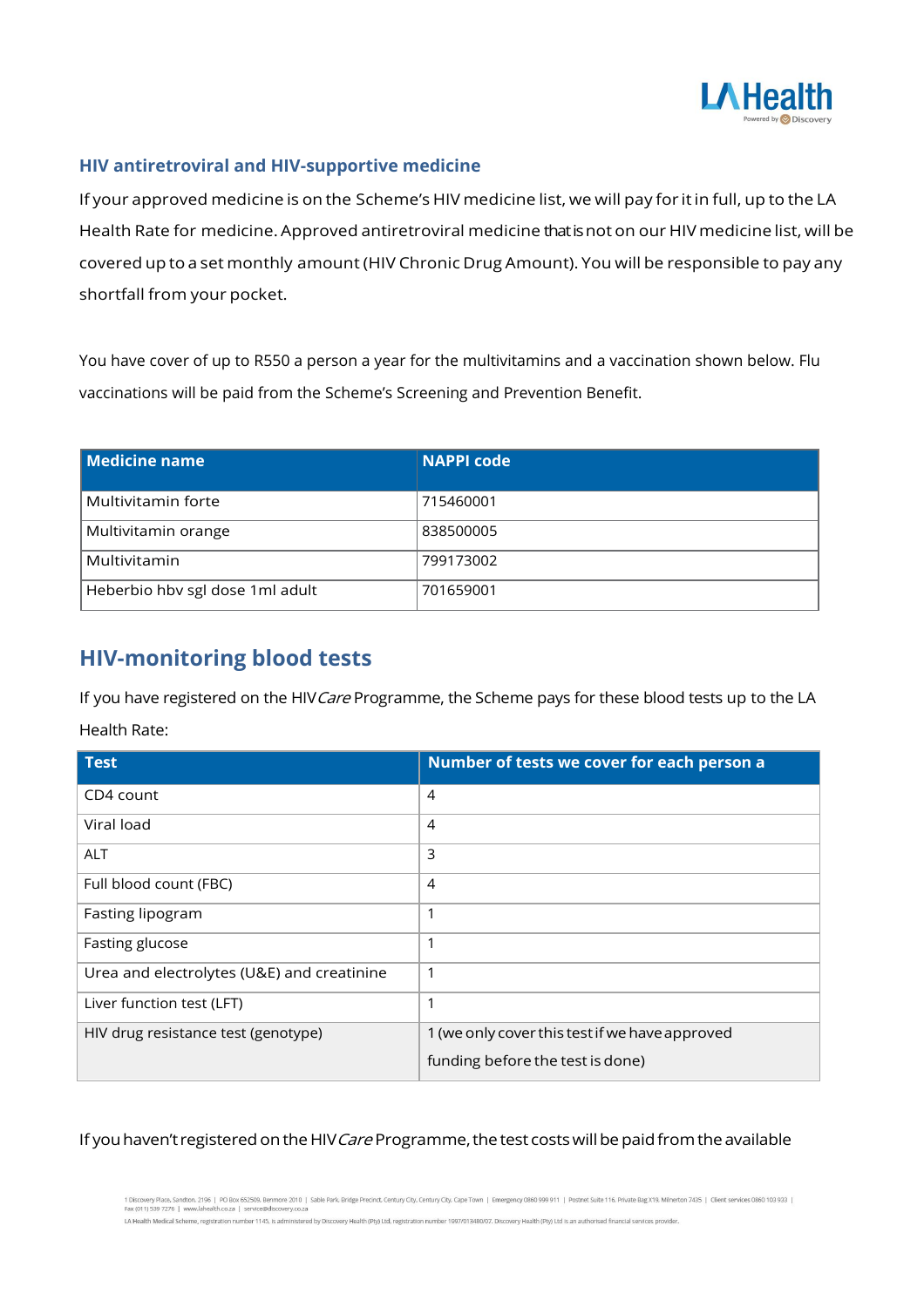### HIV antiretroviral and HIV-supportive medicine

If your approved medicine is on the Scheme's HIV medicine list, we will pay for it in full, up to the LA Health Rate for medicine. Approved antiretroviral medicine that is not on our HIV medicine list, will be covered up to a set monthly amount (HIV Chronic Drug Amount). You will be responsible to pay any shortfall from your pocket.

You have cover of up to R550 a person a year for the multivitamins and a vaccination shown below. Flu vaccinations will be paid from the Scheme's Screening and Prevention Benefit.

| Medicine name | NAPPI code |
|---|---|
| Multivitamin forte | 715460001 |
| Multivitamin orange | 838500005 |
| Multivitamin | 799173002 |
| Heberbio hbv sgl dose 1ml adult | 701659001 |

## HIV-monitoring blood tests

If you have registered on the HIV*Care* Programme, the Scheme pays for these blood tests up to the LA Health Rate:

| Test | Number of tests we cover for each person a |
|---|---|
| CD4 count | 4 |
| Viral load | 4 |
| ALT | 3 |
| Full blood count (FBC) | 4 |
| Fasting lipogram | 1 |
| Fasting glucose | 1 |
| Urea and electrolytes (U&E) and creatinine | 1 |
| Liver function test (LFT) | 1 |
| HIV drug resistance test (genotype) | 1 (we only cover this test if we have approved funding before the test is done) |

If you haven't registered on the HIV*Care* Programme, the test costs will be paid from the available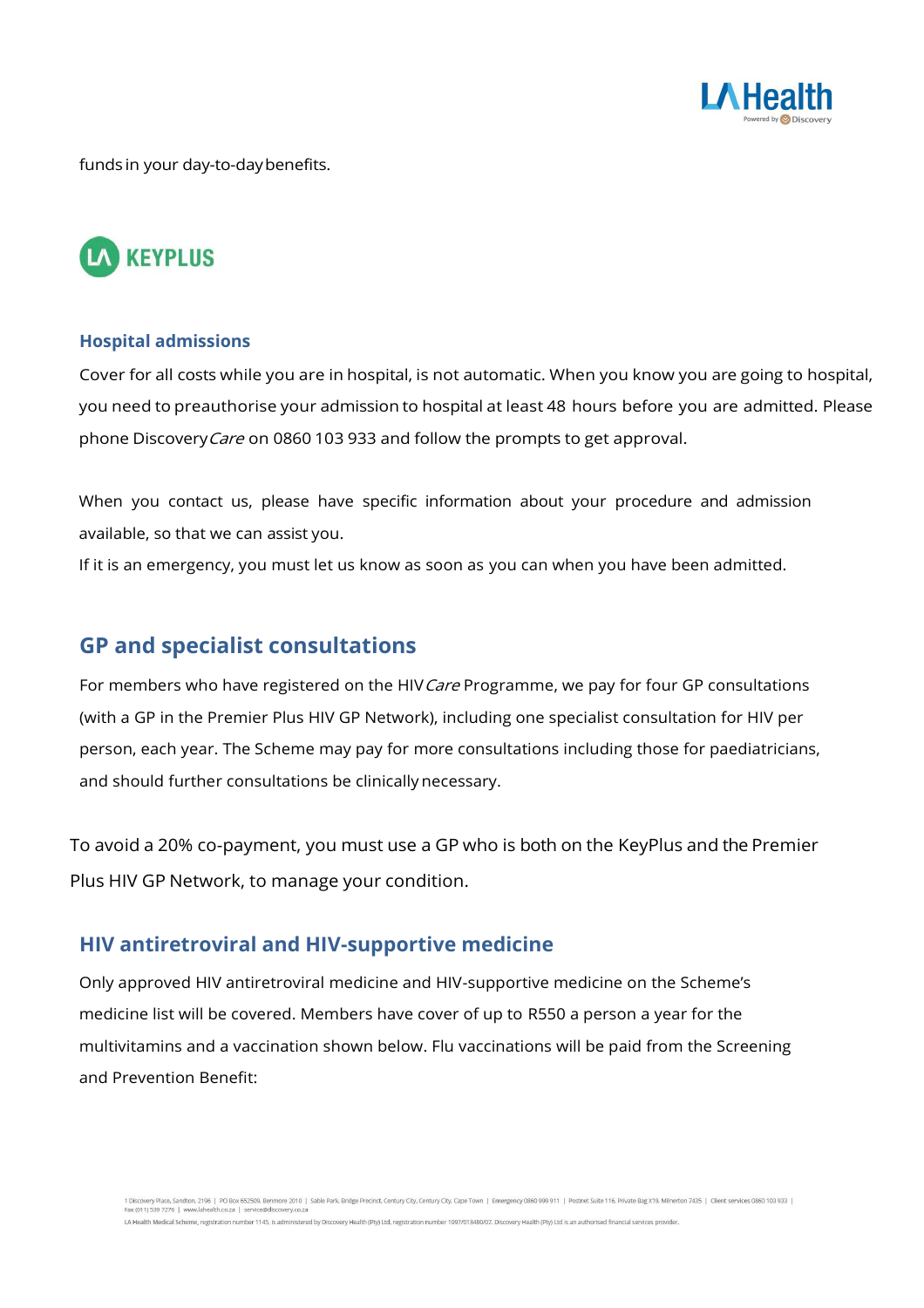funds in your day-to-day benefits.

## KEYPLUS

### Hospital admissions

Cover for all costs while you are in hospital, is not automatic. When you know you are going to hospital, you need to preauthorise your admission to hospital at least 48 hours before you are admitted. Please phone Discovery*Care* on 0860 103 933 and follow the prompts to get approval.

When you contact us, please have specific information about your procedure and admission available, so that we can assist you.

If it is an emergency, you must let us know as soon as you can when you have been admitted.

## GP and specialist consultations

For members who have registered on the HIV*Care* Programme, we pay for four GP consultations (with a GP in the Premier Plus HIV GP Network), including one specialist consultation for HIV per person, each year. The Scheme may pay for more consultations including those for paediatricians, and should further consultations be clinically necessary.

To avoid a 20% co-payment, you must use a GP who is both on the KeyPlus and the Premier Plus HIV GP Network, to manage your condition.

## HIV antiretroviral and HIV-supportive medicine

Only approved HIV antiretroviral medicine and HIV-supportive medicine on the Scheme's medicine list will be covered. Members have cover of up to R550 a person a year for the multivitamins and a vaccination shown below. Flu vaccinations will be paid from the Screening and Prevention Benefit: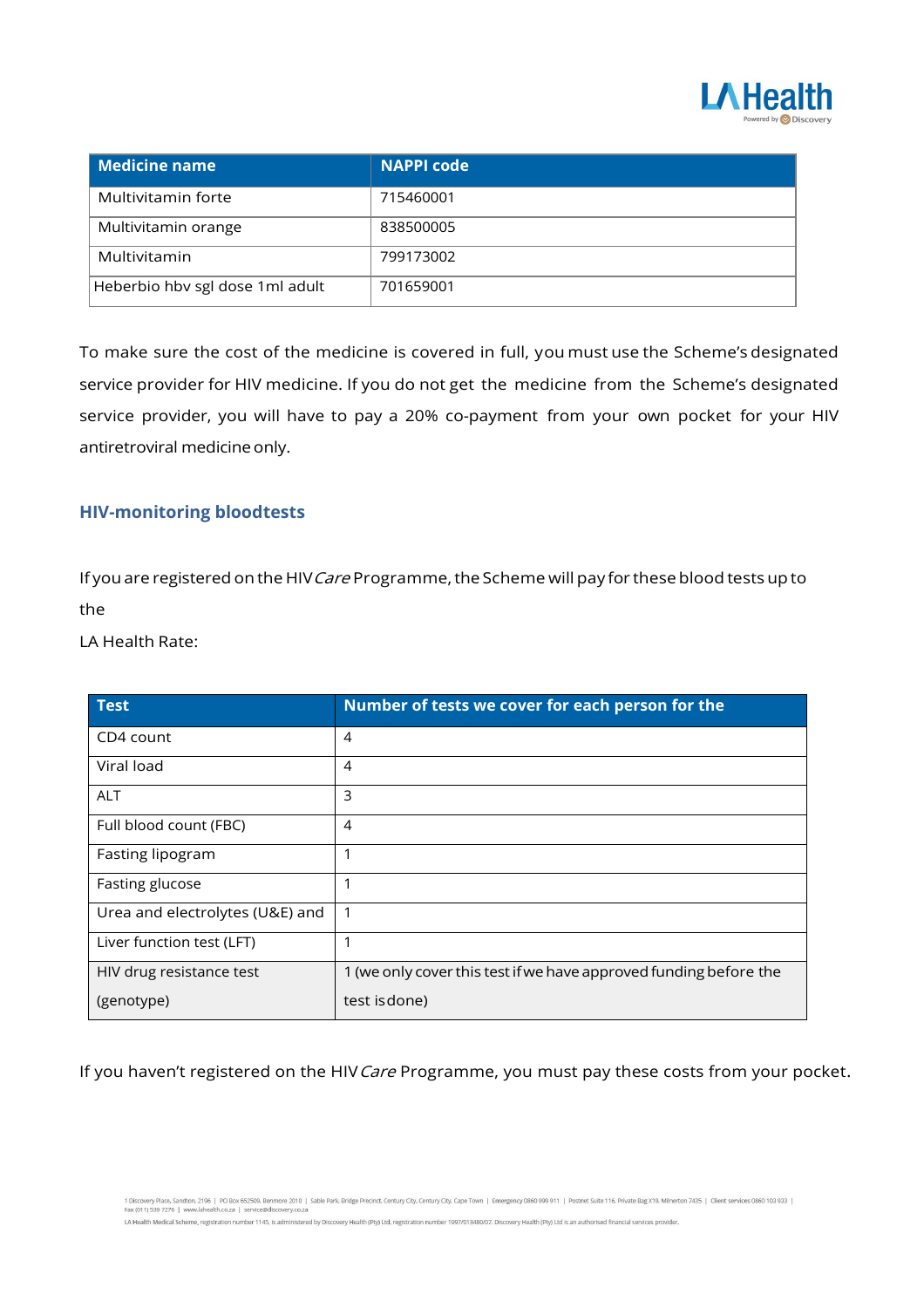| Medicine name | NAPPI code |
| --- | --- |
| Multivitamin forte | 715460001 |
| Multivitamin orange | 838500005 |
| Multivitamin | 799173002 |
| Heberbio hbv sgl dose 1ml adult | 701659001 |

To make sure the cost of the medicine is covered in full, you must use the Scheme's designated service provider for HIV medicine. If you do not get the medicine from the Scheme's designated service provider, you will have to pay a 20% co-payment from your own pocket for your HIV antiretroviral medicine only.

### HIV-monitoring bloodtests

If you are registered on the HIV *Care* Programme, the Scheme will pay for these blood tests up to the

LA Health Rate:

| Test | Number of tests we cover for each person for the |
| --- | --- |
| CD4 count | 4 |
| Viral load | 4 |
| ALT | 3 |
| Full blood count (FBC) | 4 |
| Fasting lipogram | 1 |
| Fasting glucose | 1 |
| Urea and electrolytes (U&E) and | 1 |
| Liver function test (LFT) | 1 |
| HIV drug resistance test (genotype) | 1 (we only cover this test if we have approved funding before the test is done) |

If you haven't registered on the HIV *Care* Programme, you must pay these costs from your pocket.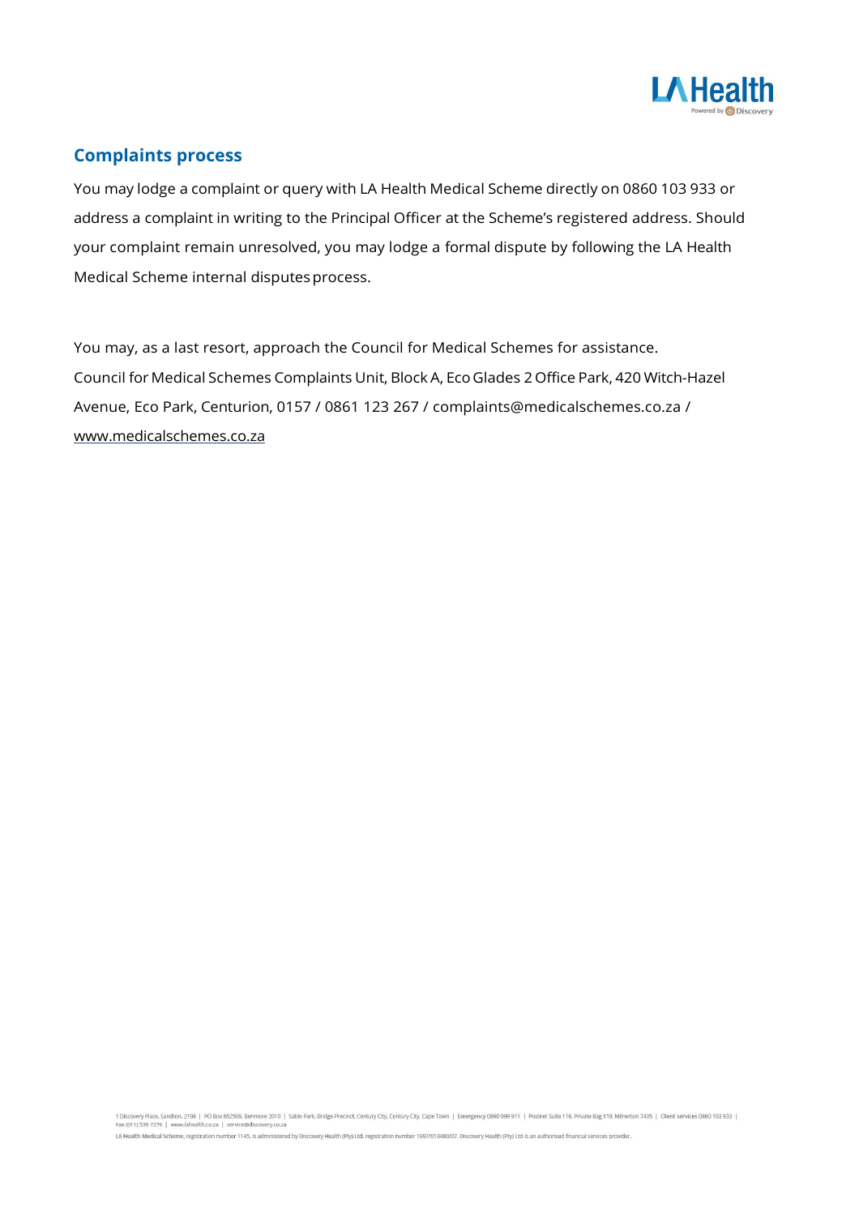## Complaints process

You may lodge a complaint or query with LA Health Medical Scheme directly on 0860 103 933 or address a complaint in writing to the Principal Officer at the Scheme's registered address. Should your complaint remain unresolved, you may lodge a formal dispute by following the LA Health Medical Scheme internal disputes process.

You may, as a last resort, approach the Council for Medical Schemes for assistance.
Council for Medical Schemes Complaints Unit, Block A, Eco Glades 2 Office Park, 420 Witch-Hazel Avenue, Eco Park, Centurion, 0157 / 0861 123 267 / complaints@medicalschemes.co.za / www.medicalschemes.co.za